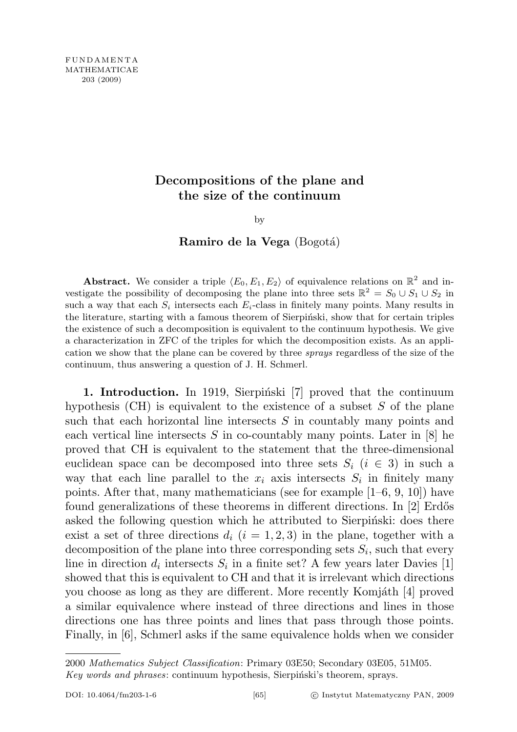# Decompositions of the plane and the size of the continuum

by

**Ramiro de la Vega** (Bogotá)

**Abstract.** We consider a triple $\langle E_0, E_1, E_2\rangle$ of equivalence relations on $\mathbb{R}^2$ and investigate the possibility of decomposing the plane into three sets $\mathbb{R}^2 = S_0 \cup S_1 \cup S_2$ in such a way that each $S_i$ intersects each $E_i$-class in finitely many points. Many results in the literature, starting with a famous theorem of Sierpiński, show that for certain triples the existence of such a decomposition is equivalent to the continuum hypothesis. We give a characterization in ZFC of the triples for which the decomposition exists. As an application we show that the plane can be covered by three *sprays* regardless of the size of the continuum, thus answering a question of J. H. Schmerl.

**1. Introduction.** In 1919, Sierpiński [7] proved that the continuum hypothesis (CH) is equivalent to the existence of a subset $S$ of the plane such that each horizontal line intersects $S$ in countably many points and each vertical line intersects $S$ in co-countably many points. Later in [8] he proved that CH is equivalent to the statement that the three-dimensional euclidean space can be decomposed into three sets $S_i$ ($i \in 3$) in such a way that each line parallel to the $x_i$ axis intersects $S_i$ in finitely many points. After that, many mathematicians (see for example [1–6, 9, 10]) have found generalizations of these theorems in different directions. In [2] Erdős asked the following question which he attributed to Sierpiński: does there exist a set of three directions $d_i$ ($i = 1, 2, 3$) in the plane, together with a decomposition of the plane into three corresponding sets $S_i$, such that every line in direction $d_i$ intersects $S_i$ in a finite set? A few years later Davies [1] showed that this is equivalent to CH and that it is irrelevant which directions you choose as long as they are different. More recently Komjáth [4] proved a similar equivalence where instead of three directions and lines in those directions one has three points and lines that pass through those points. Finally, in [6], Schmerl asks if the same equivalence holds when we consider

---

2000 *Mathematics Subject Classification*: Primary 03E50; Secondary 03E05, 51M05.
*Key words and phrases*: continuum hypothesis, Sierpiński's theorem, sprays.

DOI: 10.4064/fm203-1-6 © Instytut Matematyczny PAN, 2009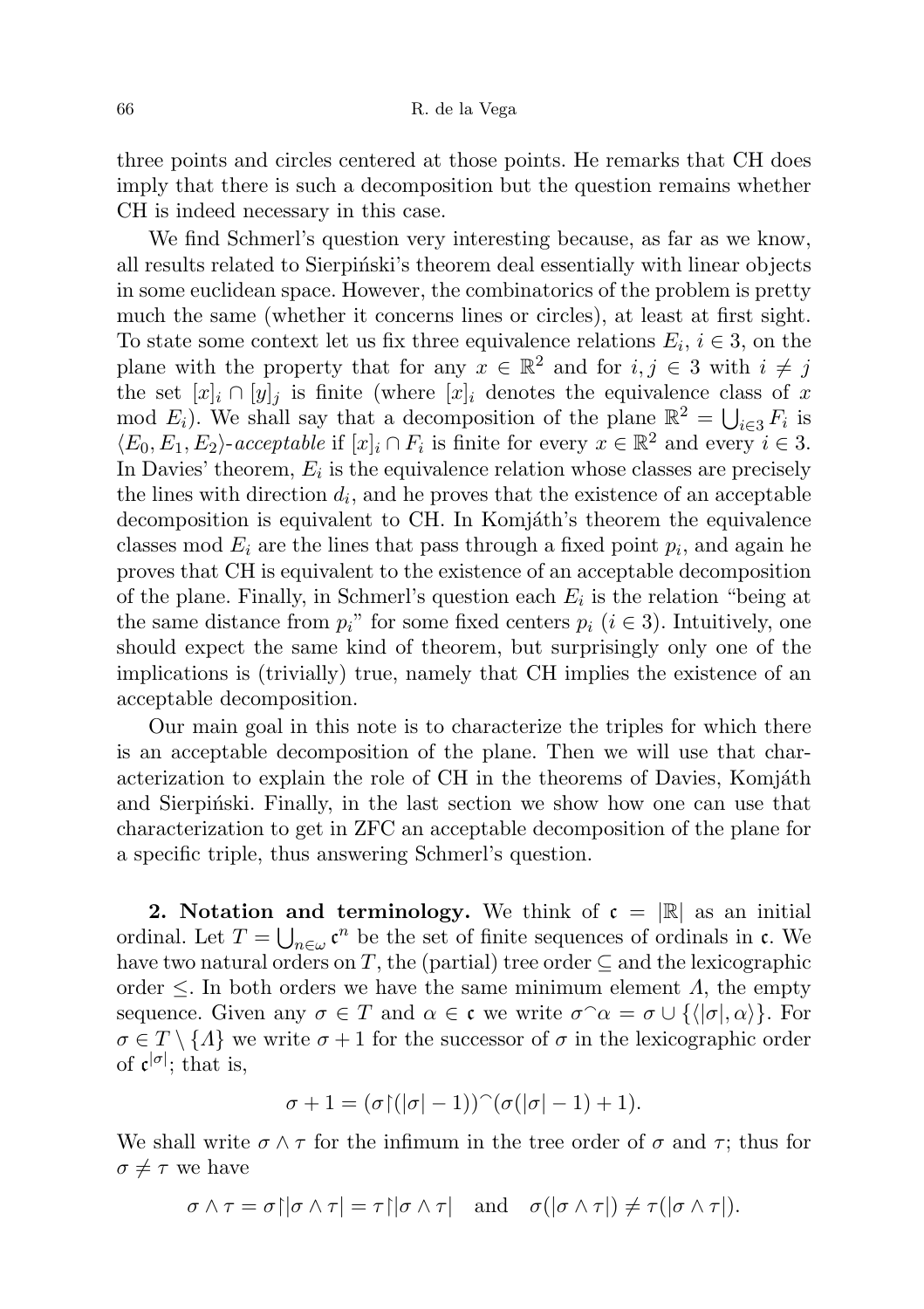three points and circles centered at those points. He remarks that CH does imply that there is such a decomposition but the question remains whether CH is indeed necessary in this case.

We find Schmerl's question very interesting because, as far as we know, all results related to Sierpiński's theorem deal essentially with linear objects in some euclidean space. However, the combinatorics of the problem is pretty much the same (whether it concerns lines or circles), at least at first sight. To state some context let us fix three equivalence relations $E_i$, $i \in 3$, on the plane with the property that for any $x \in \mathbb{R}^2$ and for $i, j \in 3$ with $i \neq j$ the set $[x]_i \cap [y]_j$ is finite (where $[x]_i$ denotes the equivalence class of $x$ mod $E_i$). We shall say that a decomposition of the plane $\mathbb{R}^2 = \bigcup_{i \in 3} F_i$ is $\langle E_0, E_1, E_2 \rangle$-*acceptable* if $[x]_i \cap F_i$ is finite for every $x \in \mathbb{R}^2$ and every $i \in 3$. In Davies' theorem, $E_i$ is the equivalence relation whose classes are precisely the lines with direction $d_i$, and he proves that the existence of an acceptable decomposition is equivalent to CH. In Komjáth's theorem the equivalence classes mod $E_i$ are the lines that pass through a fixed point $p_i$, and again he proves that CH is equivalent to the existence of an acceptable decomposition of the plane. Finally, in Schmerl's question each $E_i$ is the relation "being at the same distance from $p_i$" for some fixed centers $p_i$ ($i \in 3$). Intuitively, one should expect the same kind of theorem, but surprisingly only one of the implications is (trivially) true, namely that CH implies the existence of an acceptable decomposition.

Our main goal in this note is to characterize the triples for which there is an acceptable decomposition of the plane. Then we will use that characterization to explain the role of CH in the theorems of Davies, Komjáth and Sierpiński. Finally, in the last section we show how one can use that characterization to get in ZFC an acceptable decomposition of the plane for a specific triple, thus answering Schmerl's question.

**2. Notation and terminology.** We think of $\mathfrak{c} = |\mathbb{R}|$ as an initial ordinal. Let $T = \bigcup_{n \in \omega} \mathfrak{c}^n$ be the set of finite sequences of ordinals in $\mathfrak{c}$. We have two natural orders on $T$, the (partial) tree order $\subseteq$ and the lexicographic order $\leq$. In both orders we have the same minimum element $\Lambda$, the empty sequence. Given any $\sigma \in T$ and $\alpha \in \mathfrak{c}$ we write $\sigma^\frown \alpha = \sigma \cup \{\langle |\sigma|, \alpha \rangle\}$. For $\sigma \in T \setminus \{\Lambda\}$ we write $\sigma + 1$ for the successor of $\sigma$ in the lexicographic order of $\mathfrak{c}^{|\sigma|}$; that is,

$$\sigma + 1 = (\sigma \restriction (|\sigma| - 1))^\frown (\sigma(|\sigma| - 1) + 1).$$

We shall write $\sigma \wedge \tau$ for the infimum in the tree order of $\sigma$ and $\tau$; thus for $\sigma \neq \tau$ we have

$$\sigma \wedge \tau = \sigma \restriction |\sigma \wedge \tau| = \tau \restriction |\sigma \wedge \tau| \quad \text{and} \quad \sigma(|\sigma \wedge \tau|) \neq \tau(|\sigma \wedge \tau|).$$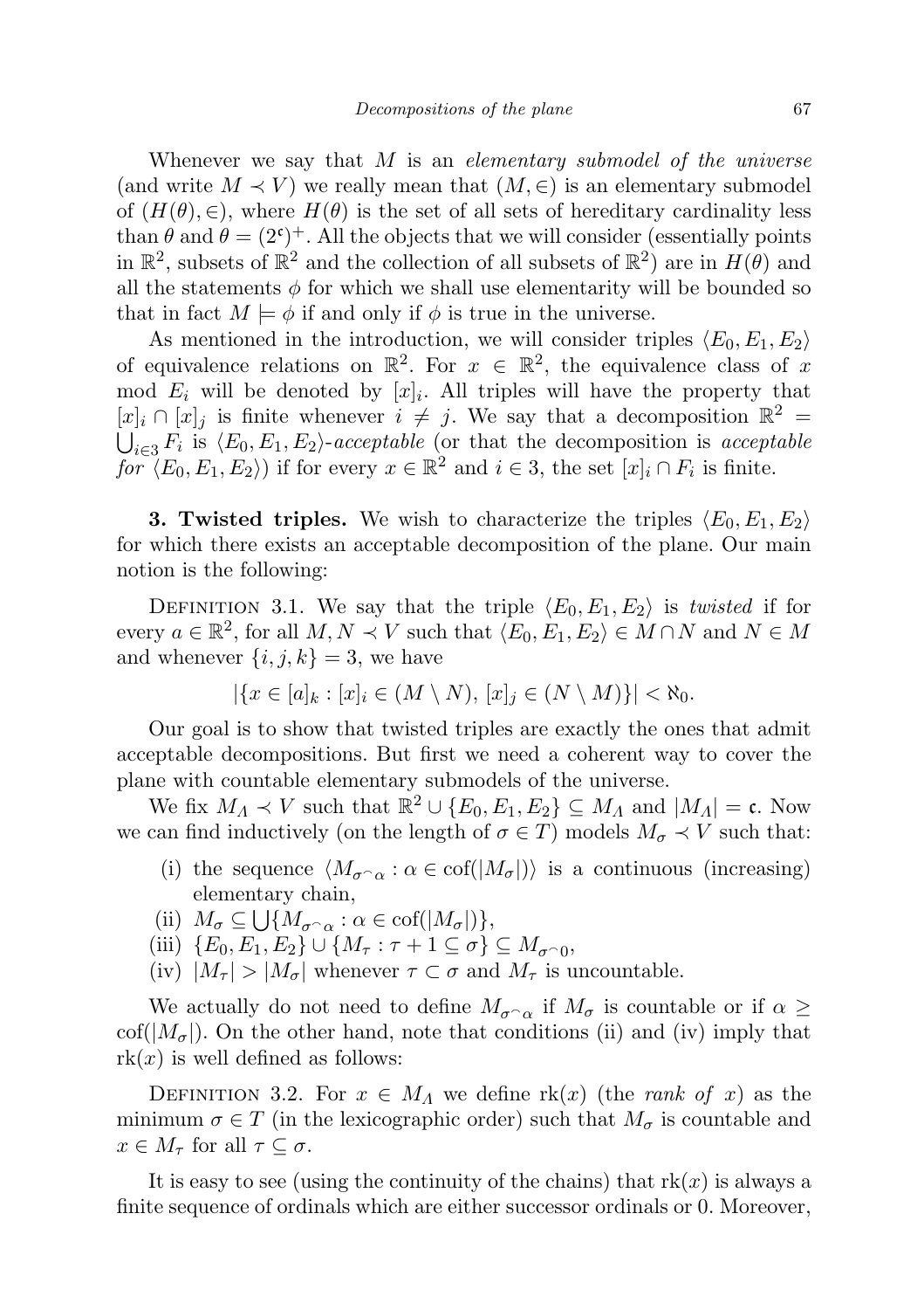Whenever we say that $M$ is an *elementary submodel of the universe* (and write $M \prec V$) we really mean that $(M, \in)$ is an elementary submodel of $(H(\theta), \in)$, where $H(\theta)$ is the set of all sets of hereditary cardinality less than $\theta$ and $\theta = (2^{\mathfrak{c}})^+$. All the objects that we will consider (essentially points in $\mathbb{R}^2$, subsets of $\mathbb{R}^2$ and the collection of all subsets of $\mathbb{R}^2$) are in $H(\theta)$ and all the statements $\phi$ for which we shall use elementarity will be bounded so that in fact $M \models \phi$ if and only if $\phi$ is true in the universe.

As mentioned in the introduction, we will consider triples $\langle E_0, E_1, E_2\rangle$ of equivalence relations on $\mathbb{R}^2$. For $x \in \mathbb{R}^2$, the equivalence class of $x$ mod $E_i$ will be denoted by $[x]_i$. All triples will have the property that $[x]_i \cap [x]_j$ is finite whenever $i \neq j$. We say that a decomposition $\mathbb{R}^2 = \bigcup_{i \in 3} F_i$ is $\langle E_0, E_1, E_2\rangle$-*acceptable* (or that the decomposition is *acceptable for* $\langle E_0, E_1, E_2\rangle$) if for every $x \in \mathbb{R}^2$ and $i \in 3$, the set $[x]_i \cap F_i$ is finite.

**3. Twisted triples.** We wish to characterize the triples $\langle E_0, E_1, E_2\rangle$ for which there exists an acceptable decomposition of the plane. Our main notion is the following:

Definition 3.1. We say that the triple $\langle E_0, E_1, E_2\rangle$ is *twisted* if for every $a \in \mathbb{R}^2$, for all $M, N \prec V$ such that $\langle E_0, E_1, E_2\rangle \in M \cap N$ and $N \in M$ and whenever $\{i, j, k\} = 3$, we have

$$|\{x \in [a]_k : [x]_i \in (M \setminus N),\ [x]_j \in (N \setminus M)\}| < \aleph_0.$$

Our goal is to show that twisted triples are exactly the ones that admit acceptable decompositions. But first we need a coherent way to cover the plane with countable elementary submodels of the universe.

We fix $M_\Lambda \prec V$ such that $\mathbb{R}^2 \cup \{E_0, E_1, E_2\} \subseteq M_\Lambda$ and $|M_\Lambda| = \mathfrak{c}$. Now we can find inductively (on the length of $\sigma \in T$) models $M_\sigma \prec V$ such that:

(i) the sequence $\langle M_{\sigma^\frown\alpha} : \alpha \in \mathrm{cof}(|M_\sigma|)\rangle$ is a continuous (increasing) elementary chain,

(ii) $M_\sigma \subseteq \bigcup\{M_{\sigma^\frown\alpha} : \alpha \in \mathrm{cof}(|M_\sigma|)\}$,

(iii) $\{E_0, E_1, E_2\} \cup \{M_\tau : \tau + 1 \subseteq \sigma\} \subseteq M_{\sigma^\frown 0}$,

(iv) $|M_\tau| > |M_\sigma|$ whenever $\tau \subset \sigma$ and $M_\tau$ is uncountable.

We actually do not need to define $M_{\sigma^\frown\alpha}$ if $M_\sigma$ is countable or if $\alpha \geq \mathrm{cof}(|M_\sigma|)$. On the other hand, note that conditions (ii) and (iv) imply that $\mathrm{rk}(x)$ is well defined as follows:

Definition 3.2. For $x \in M_\Lambda$ we define $\mathrm{rk}(x)$ (the *rank of* $x$) as the minimum $\sigma \in T$ (in the lexicographic order) such that $M_\sigma$ is countable and $x \in M_\tau$ for all $\tau \subseteq \sigma$.

It is easy to see (using the continuity of the chains) that $\mathrm{rk}(x)$ is always a finite sequence of ordinals which are either successor ordinals or 0. Moreover,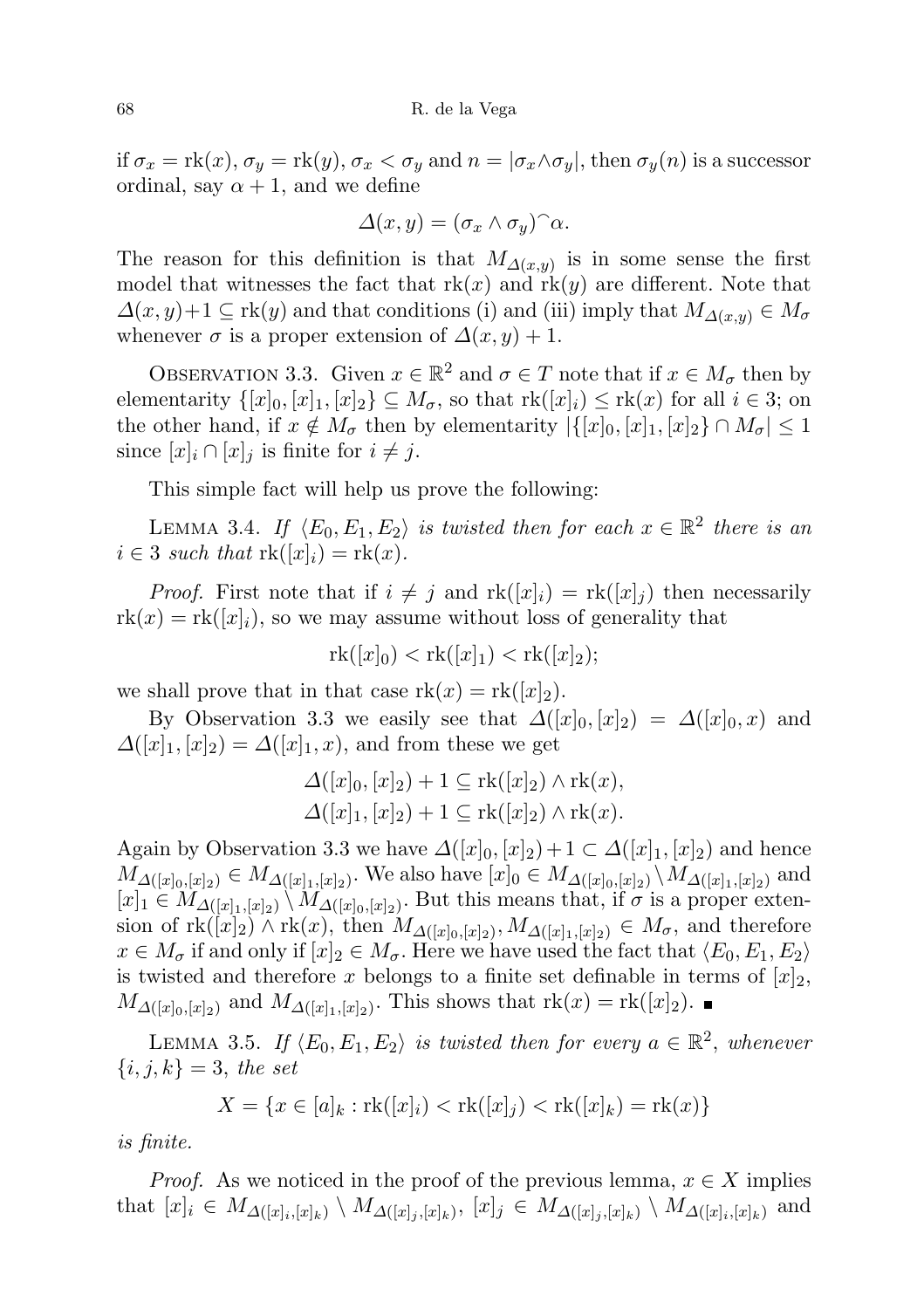if $\sigma_x = \mathrm{rk}(x)$, $\sigma_y = \mathrm{rk}(y)$, $\sigma_x < \sigma_y$ and $n = |\sigma_x \wedge \sigma_y|$, then $\sigma_y(n)$ is a successor ordinal, say $\alpha + 1$, and we define

$$\Delta(x, y) = (\sigma_x \wedge \sigma_y)^\frown \alpha.$$

The reason for this definition is that $M_{\Delta(x,y)}$ is in some sense the first model that witnesses the fact that $\mathrm{rk}(x)$ and $\mathrm{rk}(y)$ are different. Note that $\Delta(x, y)+1 \subseteq \mathrm{rk}(y)$ and that conditions (i) and (iii) imply that $M_{\Delta(x,y)} \in M_\sigma$ whenever $\sigma$ is a proper extension of $\Delta(x, y) + 1$.

Observation 3.3. Given $x \in \mathbb{R}^2$ and $\sigma \in T$ note that if $x \in M_\sigma$ then by elementarity $\{[x]_0, [x]_1, [x]_2\} \subseteq M_\sigma$, so that $\mathrm{rk}([x]_i) \leq \mathrm{rk}(x)$ for all $i \in 3$; on the other hand, if $x \notin M_\sigma$ then by elementarity $|\{[x]_0, [x]_1, [x]_2\} \cap M_\sigma| \leq 1$ since $[x]_i \cap [x]_j$ is finite for $i \neq j$.

This simple fact will help us prove the following:

Lemma 3.4. *If $\langle E_0, E_1, E_2\rangle$ is twisted then for each $x \in \mathbb{R}^2$ there is an $i \in 3$ such that $\mathrm{rk}([x]_i) = \mathrm{rk}(x)$.*

*Proof.* First note that if $i \neq j$ and $\mathrm{rk}([x]_i) = \mathrm{rk}([x]_j)$ then necessarily $\mathrm{rk}(x) = \mathrm{rk}([x]_i)$, so we may assume without loss of generality that

$$\mathrm{rk}([x]_0) < \mathrm{rk}([x]_1) < \mathrm{rk}([x]_2);$$

we shall prove that in that case $\mathrm{rk}(x) = \mathrm{rk}([x]_2)$.

By Observation 3.3 we easily see that $\Delta([x]_0, [x]_2) = \Delta([x]_0, x)$ and $\Delta([x]_1, [x]_2) = \Delta([x]_1, x)$, and from these we get

$$\Delta([x]_0, [x]_2) + 1 \subseteq \mathrm{rk}([x]_2) \wedge \mathrm{rk}(x),$$
$$\Delta([x]_1, [x]_2) + 1 \subseteq \mathrm{rk}([x]_2) \wedge \mathrm{rk}(x).$$

Again by Observation 3.3 we have $\Delta([x]_0, [x]_2) + 1 \subset \Delta([x]_1, [x]_2)$ and hence $M_{\Delta([x]_0,[x]_2)} \in M_{\Delta([x]_1,[x]_2)}$. We also have $[x]_0 \in M_{\Delta([x]_0,[x]_2)} \setminus M_{\Delta([x]_1,[x]_2)}$ and $[x]_1 \in M_{\Delta([x]_1,[x]_2)} \setminus M_{\Delta([x]_0,[x]_2)}$. But this means that, if $\sigma$ is a proper extension of $\mathrm{rk}([x]_2) \wedge \mathrm{rk}(x)$, then $M_{\Delta([x]_0,[x]_2)}, M_{\Delta([x]_1,[x]_2)} \in M_\sigma$, and therefore $x \in M_\sigma$ if and only if $[x]_2 \in M_\sigma$. Here we have used the fact that $\langle E_0, E_1, E_2\rangle$ is twisted and therefore $x$ belongs to a finite set definable in terms of $[x]_2$, $M_{\Delta([x]_0,[x]_2)}$ and $M_{\Delta([x]_1,[x]_2)}$. This shows that $\mathrm{rk}(x) = \mathrm{rk}([x]_2)$. ∎

Lemma 3.5. *If $\langle E_0, E_1, E_2\rangle$ is twisted then for every $a \in \mathbb{R}^2$, whenever $\{i, j, k\} = 3$, the set*

$$X = \{x \in [a]_k : \mathrm{rk}([x]_i) < \mathrm{rk}([x]_j) < \mathrm{rk}([x]_k) = \mathrm{rk}(x)\}$$

*is finite.*

*Proof.* As we noticed in the proof of the previous lemma, $x \in X$ implies that $[x]_i \in M_{\Delta([x]_i,[x]_k)} \setminus M_{\Delta([x]_j,[x]_k)}$, $[x]_j \in M_{\Delta([x]_j,[x]_k)} \setminus M_{\Delta([x]_i,[x]_k)}$ and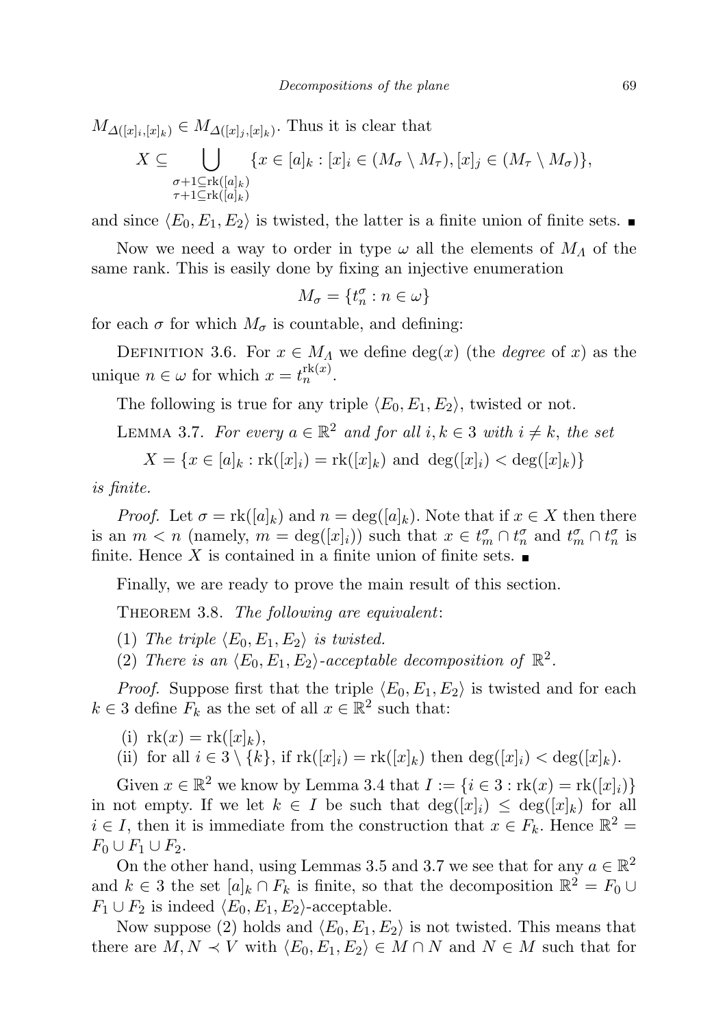$M_{\Delta([x]_i,[x]_k)} \in M_{\Delta([x]_j,[x]_k)}$. Thus it is clear that

$$X \subseteq \bigcup_{\substack{\sigma+1\subseteq \mathrm{rk}([a]_k)\\ \tau+1\subseteq \mathrm{rk}([a]_k)}} \{x \in [a]_k : [x]_i \in (M_\sigma \setminus M_\tau), [x]_j \in (M_\tau \setminus M_\sigma)\},$$

and since $\langle E_0, E_1, E_2\rangle$ is twisted, the latter is a finite union of finite sets. ∎

Now we need a way to order in type $\omega$ all the elements of $M_\Lambda$ of the same rank. This is easily done by fixing an injective enumeration

$$M_\sigma = \{t_n^\sigma : n \in \omega\}$$

for each $\sigma$ for which $M_\sigma$ is countable, and defining:

Definition 3.6. For $x \in M_\Lambda$ we define $\deg(x)$ (the *degree* of $x$) as the unique $n \in \omega$ for which $x = t_n^{\mathrm{rk}(x)}$.

The following is true for any triple $\langle E_0, E_1, E_2\rangle$, twisted or not.

Lemma 3.7. *For every $a \in \mathbb{R}^2$ and for all $i, k \in 3$ with $i \neq k$, the set*

$$X = \{x \in [a]_k : \mathrm{rk}([x]_i) = \mathrm{rk}([x]_k) \text{ and } \deg([x]_i) < \deg([x]_k)\}$$

*is finite.*

*Proof.* Let $\sigma = \mathrm{rk}([a]_k)$ and $n = \deg([a]_k)$. Note that if $x \in X$ then there is an $m < n$ (namely, $m = \deg([x]_i)$) such that $x \in t_m^\sigma \cap t_n^\sigma$ and $t_m^\sigma \cap t_n^\sigma$ is finite. Hence $X$ is contained in a finite union of finite sets. ∎

Finally, we are ready to prove the main result of this section.

Theorem 3.8. *The following are equivalent*:

(1) *The triple $\langle E_0, E_1, E_2\rangle$ is twisted.*

(2) *There is an $\langle E_0, E_1, E_2\rangle$-acceptable decomposition of $\mathbb{R}^2$.*

*Proof.* Suppose first that the triple $\langle E_0, E_1, E_2\rangle$ is twisted and for each $k \in 3$ define $F_k$ as the set of all $x \in \mathbb{R}^2$ such that:

(i) $\mathrm{rk}(x) = \mathrm{rk}([x]_k)$,

(ii) for all $i \in 3 \setminus \{k\}$, if $\mathrm{rk}([x]_i) = \mathrm{rk}([x]_k)$ then $\deg([x]_i) < \deg([x]_k)$.

Given $x \in \mathbb{R}^2$ we know by Lemma 3.4 that $I := \{i \in 3 : \mathrm{rk}(x) = \mathrm{rk}([x]_i)\}$ in not empty. If we let $k \in I$ be such that $\deg([x]_i) \leq \deg([x]_k)$ for all $i \in I$, then it is immediate from the construction that $x \in F_k$. Hence $\mathbb{R}^2 = F_0 \cup F_1 \cup F_2$.

On the other hand, using Lemmas 3.5 and 3.7 we see that for any $a \in \mathbb{R}^2$ and $k \in 3$ the set $[a]_k \cap F_k$ is finite, so that the decomposition $\mathbb{R}^2 = F_0 \cup F_1 \cup F_2$ is indeed $\langle E_0, E_1, E_2\rangle$-acceptable.

Now suppose (2) holds and $\langle E_0, E_1, E_2\rangle$ is not twisted. This means that there are $M, N \prec V$ with $\langle E_0, E_1, E_2\rangle \in M \cap N$ and $N \in M$ such that for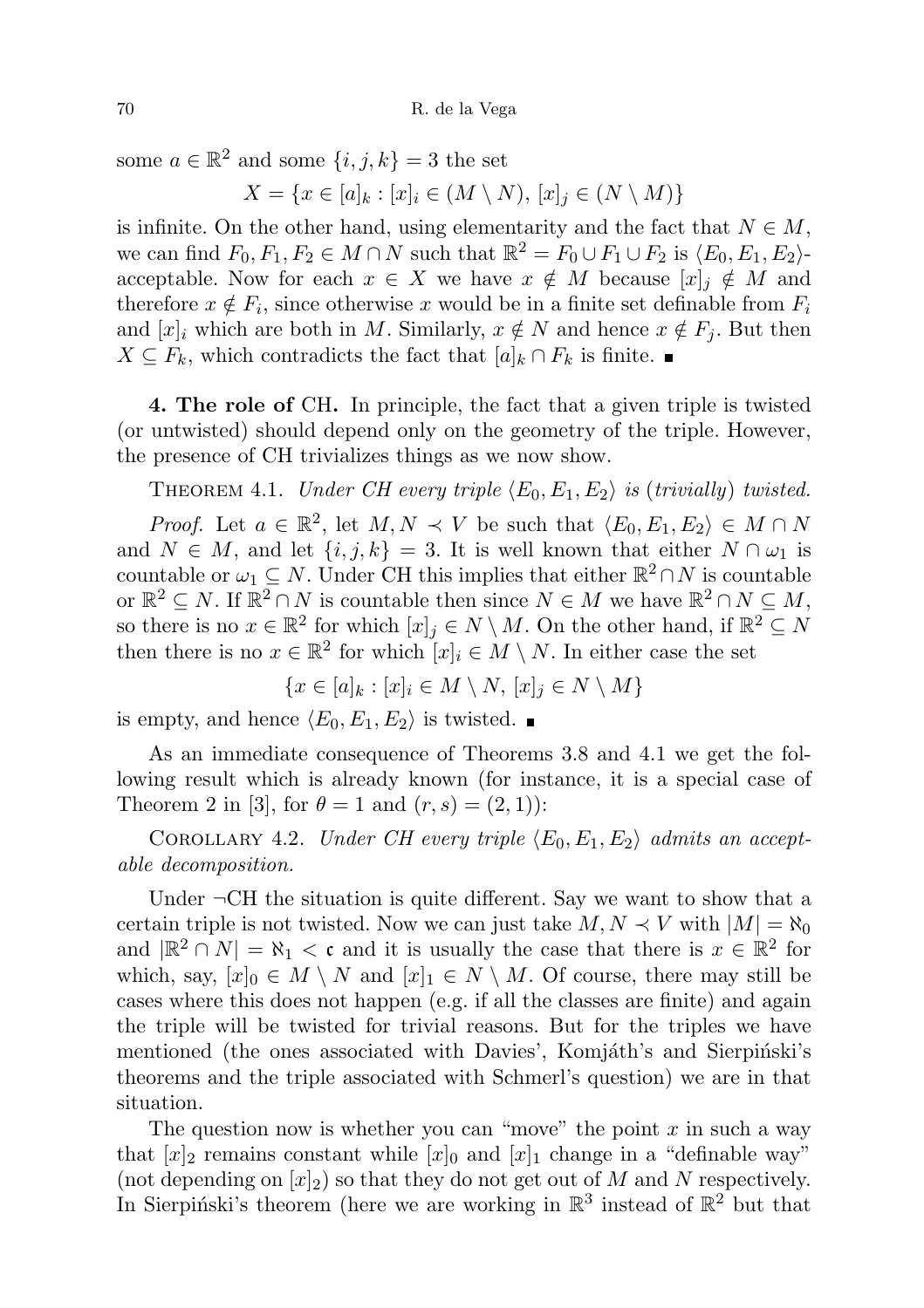some $a \in \mathbb{R}^2$ and some $\{i, j, k\} = 3$ the set

$$X = \{x \in [a]_k : [x]_i \in (M \setminus N),\ [x]_j \in (N \setminus M)\}$$

is infinite. On the other hand, using elementarity and the fact that $N \in M$, we can find $F_0, F_1, F_2 \in M \cap N$ such that $\mathbb{R}^2 = F_0 \cup F_1 \cup F_2$ is $\langle E_0, E_1, E_2 \rangle$-acceptable. Now for each $x \in X$ we have $x \notin M$ because $[x]_j \notin M$ and therefore $x \notin F_i$, since otherwise $x$ would be in a finite set definable from $F_i$ and $[x]_i$ which are both in $M$. Similarly, $x \notin N$ and hence $x \notin F_j$. But then $X \subseteq F_k$, which contradicts the fact that $[a]_k \cap F_k$ is finite. ∎

## 4. The role of CH.

In principle, the fact that a given triple is twisted (or untwisted) should depend only on the geometry of the triple. However, the presence of CH trivializes things as we now show.

THEOREM 4.1. *Under CH every triple $\langle E_0, E_1, E_2 \rangle$ is (trivially) twisted.*

*Proof.* Let $a \in \mathbb{R}^2$, let $M, N \prec V$ be such that $\langle E_0, E_1, E_2 \rangle \in M \cap N$ and $N \in M$, and let $\{i, j, k\} = 3$. It is well known that either $N \cap \omega_1$ is countable or $\omega_1 \subseteq N$. Under CH this implies that either $\mathbb{R}^2 \cap N$ is countable or $\mathbb{R}^2 \subseteq N$. If $\mathbb{R}^2 \cap N$ is countable then since $N \in M$ we have $\mathbb{R}^2 \cap N \subseteq M$, so there is no $x \in \mathbb{R}^2$ for which $[x]_j \in N \setminus M$. On the other hand, if $\mathbb{R}^2 \subseteq N$ then there is no $x \in \mathbb{R}^2$ for which $[x]_i \in M \setminus N$. In either case the set

$$\{x \in [a]_k : [x]_i \in M \setminus N,\ [x]_j \in N \setminus M\}$$

is empty, and hence $\langle E_0, E_1, E_2 \rangle$ is twisted. ∎

As an immediate consequence of Theorems 3.8 and 4.1 we get the following result which is already known (for instance, it is a special case of Theorem 2 in [3], for $\theta = 1$ and $(r, s) = (2, 1)$):

COROLLARY 4.2. *Under CH every triple $\langle E_0, E_1, E_2 \rangle$ admits an acceptable decomposition.*

Under $\neg$CH the situation is quite different. Say we want to show that a certain triple is not twisted. Now we can just take $M, N \prec V$ with $|M| = \aleph_0$ and $|\mathbb{R}^2 \cap N| = \aleph_1 < \mathfrak{c}$ and it is usually the case that there is $x \in \mathbb{R}^2$ for which, say, $[x]_0 \in M \setminus N$ and $[x]_1 \in N \setminus M$. Of course, there may still be cases where this does not happen (e.g. if all the classes are finite) and again the triple will be twisted for trivial reasons. But for the triples we have mentioned (the ones associated with Davies', Komjáth's and Sierpiński's theorems and the triple associated with Schmerl's question) we are in that situation.

The question now is whether you can "move" the point $x$ in such a way that $[x]_2$ remains constant while $[x]_0$ and $[x]_1$ change in a "definable way" (not depending on $[x]_2$) so that they do not get out of $M$ and $N$ respectively. In Sierpiński's theorem (here we are working in $\mathbb{R}^3$ instead of $\mathbb{R}^2$ but that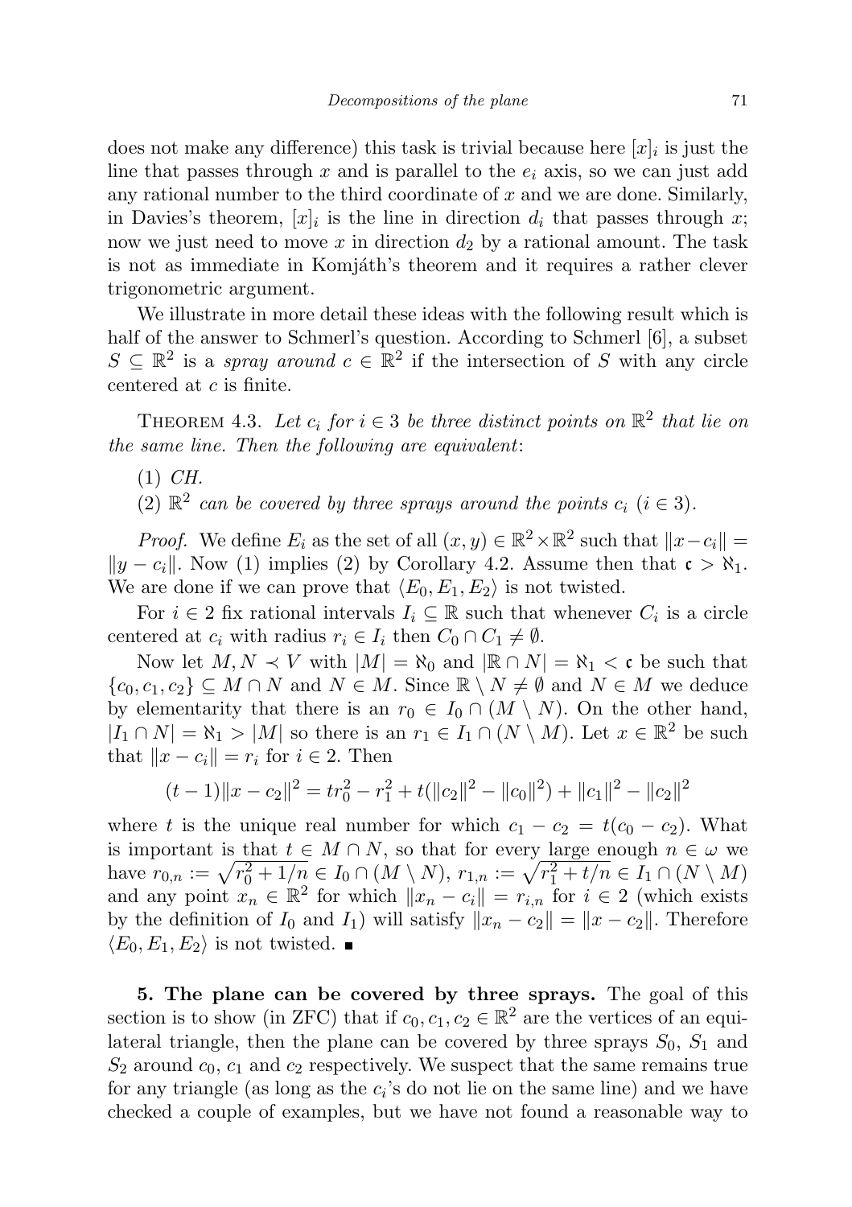does not make any difference) this task is trivial because here $[x]_i$ is just the line that passes through $x$ and is parallel to the $e_i$ axis, so we can just add any rational number to the third coordinate of $x$ and we are done. Similarly, in Davies's theorem, $[x]_i$ is the line in direction $d_i$ that passes through $x$; now we just need to move $x$ in direction $d_2$ by a rational amount. The task is not as immediate in Komjáth's theorem and it requires a rather clever trigonometric argument.

We illustrate in more detail these ideas with the following result which is half of the answer to Schmerl's question. According to Schmerl [6], a subset $S \subseteq \mathbb{R}^2$ is a *spray around* $c \in \mathbb{R}^2$ if the intersection of $S$ with any circle centered at $c$ is finite.

THEOREM 4.3. *Let $c_i$ for $i \in 3$ be three distinct points on $\mathbb{R}^2$ that lie on the same line. Then the following are equivalent*:

(1) *CH.*

(2) *$\mathbb{R}^2$ can be covered by three sprays around the points $c_i$ ($i \in 3$).*

*Proof.* We define $E_i$ as the set of all $(x, y) \in \mathbb{R}^2 \times \mathbb{R}^2$ such that $\|x - c_i\| = \|y - c_i\|$. Now (1) implies (2) by Corollary 4.2. Assume then that $\mathfrak{c} > \aleph_1$. We are done if we can prove that $\langle E_0, E_1, E_2 \rangle$ is not twisted.

For $i \in 2$ fix rational intervals $I_i \subseteq \mathbb{R}$ such that whenever $C_i$ is a circle centered at $c_i$ with radius $r_i \in I_i$ then $C_0 \cap C_1 \neq \emptyset$.

Now let $M, N \prec V$ with $|M| = \aleph_0$ and $|\mathbb{R} \cap N| = \aleph_1 < \mathfrak{c}$ be such that $\{c_0, c_1, c_2\} \subseteq M \cap N$ and $N \in M$. Since $\mathbb{R} \setminus N \neq \emptyset$ and $N \in M$ we deduce by elementarity that there is an $r_0 \in I_0 \cap (M \setminus N)$. On the other hand, $|I_1 \cap N| = \aleph_1 > |M|$ so there is an $r_1 \in I_1 \cap (N \setminus M)$. Let $x \in \mathbb{R}^2$ be such that $\|x - c_i\| = r_i$ for $i \in 2$. Then

$$(t-1)\|x - c_2\|^2 = tr_0^2 - r_1^2 + t(\|c_2\|^2 - \|c_0\|^2) + \|c_1\|^2 - \|c_2\|^2$$

where $t$ is the unique real number for which $c_1 - c_2 = t(c_0 - c_2)$. What is important is that $t \in M \cap N$, so that for every large enough $n \in \omega$ we have $r_{0,n} := \sqrt{r_0^2 + 1/n} \in I_0 \cap (M \setminus N)$, $r_{1,n} := \sqrt{r_1^2 + t/n} \in I_1 \cap (N \setminus M)$ and any point $x_n \in \mathbb{R}^2$ for which $\|x_n - c_i\| = r_{i,n}$ for $i \in 2$ (which exists by the definition of $I_0$ and $I_1$) will satisfy $\|x_n - c_2\| = \|x - c_2\|$. Therefore $\langle E_0, E_1, E_2 \rangle$ is not twisted. ∎

**5. The plane can be covered by three sprays.** The goal of this section is to show (in ZFC) that if $c_0, c_1, c_2 \in \mathbb{R}^2$ are the vertices of an equilateral triangle, then the plane can be covered by three sprays $S_0$, $S_1$ and $S_2$ around $c_0$, $c_1$ and $c_2$ respectively. We suspect that the same remains true for any triangle (as long as the $c_i$'s do not lie on the same line) and we have checked a couple of examples, but we have not found a reasonable way to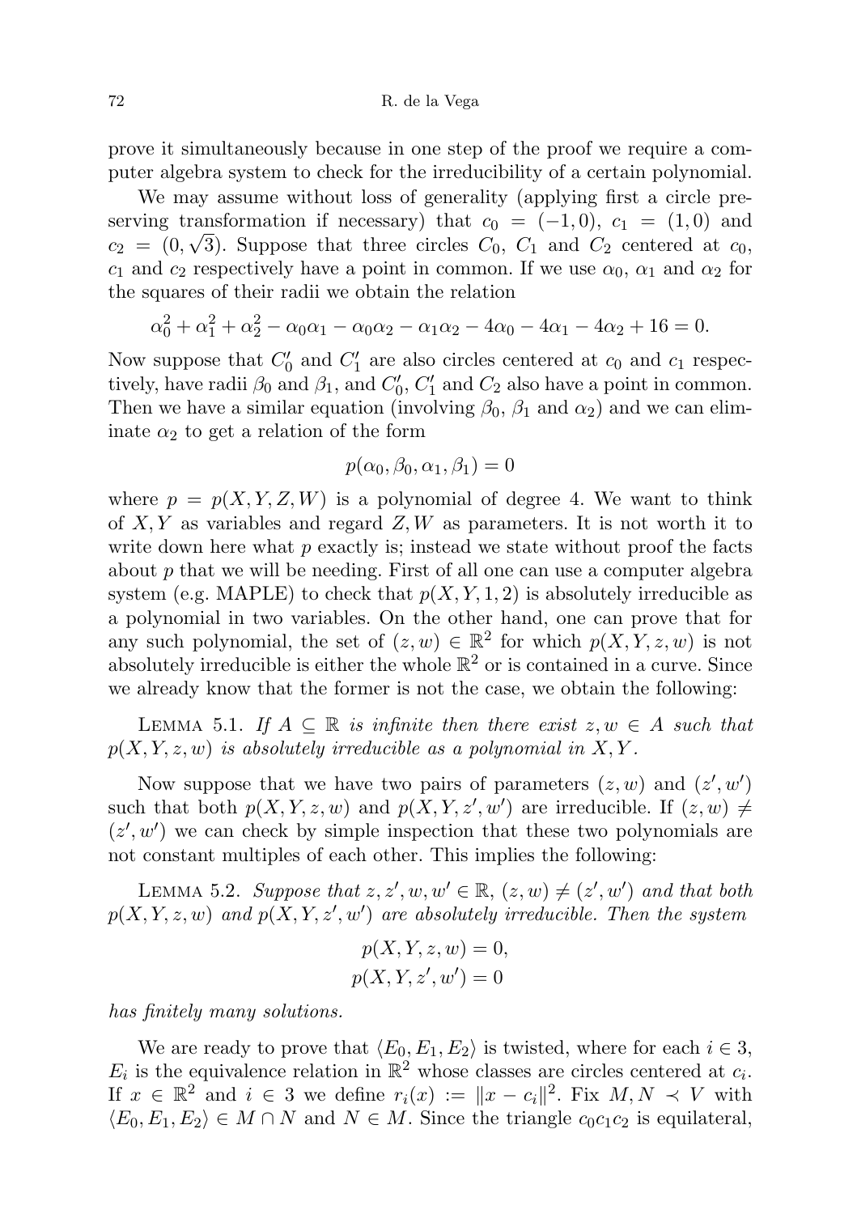prove it simultaneously because in one step of the proof we require a computer algebra system to check for the irreducibility of a certain polynomial.

We may assume without loss of generality (applying first a circle preserving transformation if necessary) that $c_0 = (-1, 0)$, $c_1 = (1, 0)$ and $c_2 = (0, \sqrt{3})$. Suppose that three circles $C_0$, $C_1$ and $C_2$ centered at $c_0$, $c_1$ and $c_2$ respectively have a point in common. If we use $\alpha_0$, $\alpha_1$ and $\alpha_2$ for the squares of their radii we obtain the relation

$$\alpha_0^2 + \alpha_1^2 + \alpha_2^2 - \alpha_0\alpha_1 - \alpha_0\alpha_2 - \alpha_1\alpha_2 - 4\alpha_0 - 4\alpha_1 - 4\alpha_2 + 16 = 0.$$

Now suppose that $C_0'$ and $C_1'$ are also circles centered at $c_0$ and $c_1$ respectively, have radii $\beta_0$ and $\beta_1$, and $C_0'$, $C_1'$ and $C_2$ also have a point in common. Then we have a similar equation (involving $\beta_0$, $\beta_1$ and $\alpha_2$) and we can eliminate $\alpha_2$ to get a relation of the form

$$p(\alpha_0, \beta_0, \alpha_1, \beta_1) = 0$$

where $p = p(X, Y, Z, W)$ is a polynomial of degree 4. We want to think of $X, Y$ as variables and regard $Z, W$ as parameters. It is not worth it to write down here what $p$ exactly is; instead we state without proof the facts about $p$ that we will be needing. First of all one can use a computer algebra system (e.g. MAPLE) to check that $p(X, Y, 1, 2)$ is absolutely irreducible as a polynomial in two variables. On the other hand, one can prove that for any such polynomial, the set of $(z, w) \in \mathbb{R}^2$ for which $p(X, Y, z, w)$ is not absolutely irreducible is either the whole $\mathbb{R}^2$ or is contained in a curve. Since we already know that the former is not the case, we obtain the following:

Lemma 5.1. *If $A \subseteq \mathbb{R}$ is infinite then there exist $z, w \in A$ such that $p(X, Y, z, w)$ is absolutely irreducible as a polynomial in $X, Y$.*

Now suppose that we have two pairs of parameters $(z, w)$ and $(z', w')$ such that both $p(X, Y, z, w)$ and $p(X, Y, z', w')$ are irreducible. If $(z, w) \neq (z', w')$ we can check by simple inspection that these two polynomials are not constant multiples of each other. This implies the following:

Lemma 5.2. *Suppose that $z, z', w, w' \in \mathbb{R}$, $(z, w) \neq (z', w')$ and that both $p(X, Y, z, w)$ and $p(X, Y, z', w')$ are absolutely irreducible. Then the system*

$$p(X, Y, z, w) = 0,$$
$$p(X, Y, z', w') = 0$$

*has finitely many solutions.*

We are ready to prove that $\langle E_0, E_1, E_2 \rangle$ is twisted, where for each $i \in 3$, $E_i$ is the equivalence relation in $\mathbb{R}^2$ whose classes are circles centered at $c_i$. If $x \in \mathbb{R}^2$ and $i \in 3$ we define $r_i(x) := \|x - c_i\|^2$. Fix $M, N \prec V$ with $\langle E_0, E_1, E_2 \rangle \in M \cap N$ and $N \in M$. Since the triangle $c_0c_1c_2$ is equilateral,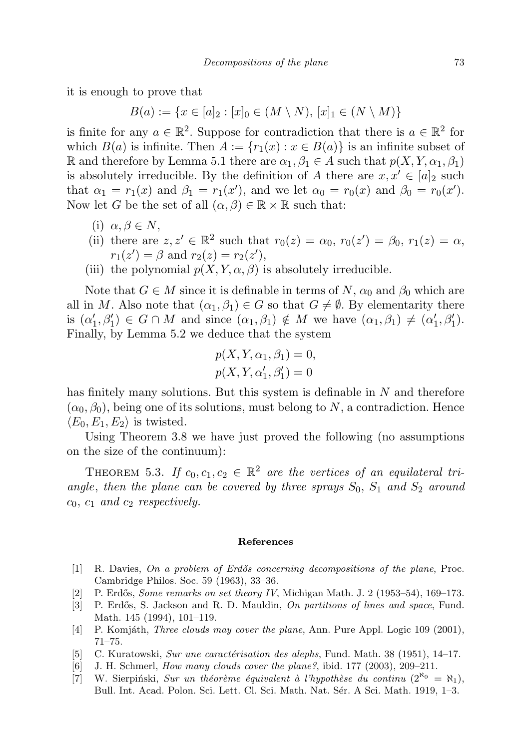it is enough to prove that

$$B(a) := \{x \in [a]_2 : [x]_0 \in (M \setminus N),\ [x]_1 \in (N \setminus M)\}$$

is finite for any $a \in \mathbb{R}^2$. Suppose for contradiction that there is $a \in \mathbb{R}^2$ for which $B(a)$ is infinite. Then $A := \{r_1(x) : x \in B(a)\}$ is an infinite subset of $\mathbb{R}$ and therefore by Lemma 5.1 there are $\alpha_1, \beta_1 \in A$ such that $p(X, Y, \alpha_1, \beta_1)$ is absolutely irreducible. By the definition of $A$ there are $x, x' \in [a]_2$ such that $\alpha_1 = r_1(x)$ and $\beta_1 = r_1(x')$, and we let $\alpha_0 = r_0(x)$ and $\beta_0 = r_0(x')$. Now let $G$ be the set of all $(\alpha, \beta) \in \mathbb{R} \times \mathbb{R}$ such that:

(i) $\alpha, \beta \in N$,

(ii) there are $z, z' \in \mathbb{R}^2$ such that $r_0(z) = \alpha_0$, $r_0(z') = \beta_0$, $r_1(z) = \alpha$, $r_1(z') = \beta$ and $r_2(z) = r_2(z')$,

(iii) the polynomial $p(X, Y, \alpha, \beta)$ is absolutely irreducible.

Note that $G \in M$ since it is definable in terms of $N$, $\alpha_0$ and $\beta_0$ which are all in $M$. Also note that $(\alpha_1, \beta_1) \in G$ so that $G \neq \emptyset$. By elementarity there is $(\alpha_1', \beta_1') \in G \cap M$ and since $(\alpha_1, \beta_1) \notin M$ we have $(\alpha_1, \beta_1) \neq (\alpha_1', \beta_1')$. Finally, by Lemma 5.2 we deduce that the system

$$p(X, Y, \alpha_1, \beta_1) = 0,$$
$$p(X, Y, \alpha_1', \beta_1') = 0$$

has finitely many solutions. But this system is definable in $N$ and therefore $(\alpha_0, \beta_0)$, being one of its solutions, must belong to $N$, a contradiction. Hence $\langle E_0, E_1, E_2 \rangle$ is twisted.

Using Theorem 3.8 we have just proved the following (no assumptions on the size of the continuum):

THEOREM 5.3. *If $c_0, c_1, c_2 \in \mathbb{R}^2$ are the vertices of an equilateral triangle, then the plane can be covered by three sprays $S_0$, $S_1$ and $S_2$ around $c_0$, $c_1$ and $c_2$ respectively.*

## References

[1] R. Davies, *On a problem of Erdős concerning decompositions of the plane*, Proc. Cambridge Philos. Soc. 59 (1963), 33–36.

[2] P. Erdős, *Some remarks on set theory IV*, Michigan Math. J. 2 (1953–54), 169–173.

[3] P. Erdős, S. Jackson and R. D. Mauldin, *On partitions of lines and space*, Fund. Math. 145 (1994), 101–119.

[4] P. Komjáth, *Three clouds may cover the plane*, Ann. Pure Appl. Logic 109 (2001), 71–75.

[5] C. Kuratowski, *Sur une caractérisation des alephs*, Fund. Math. 38 (1951), 14–17.

[6] J. H. Schmerl, *How many clouds cover the plane?*, ibid. 177 (2003), 209–211.

[7] W. Sierpiński, *Sur un théorème équivalent à l'hypothèse du continu* ($2^{\aleph_0} = \aleph_1$), Bull. Int. Acad. Polon. Sci. Lett. Cl. Sci. Math. Nat. Sér. A Sci. Math. 1919, 1–3.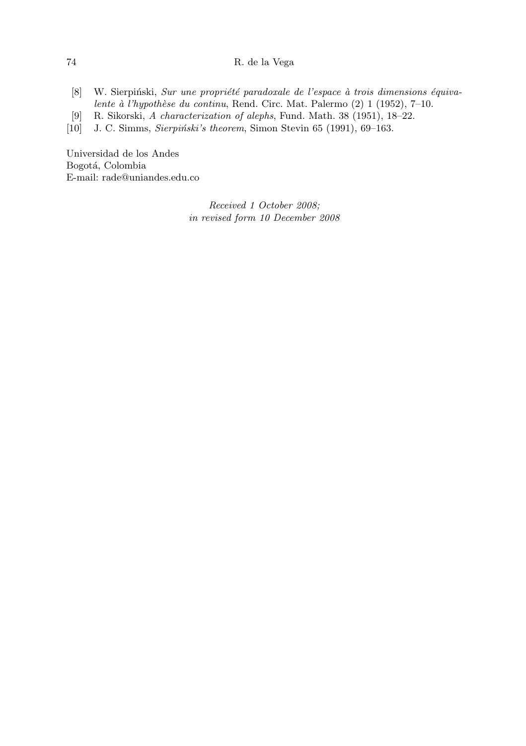[8] W. Sierpiński, *Sur une propriété paradoxale de l'espace à trois dimensions équivalente à l'hypothèse du continu*, Rend. Circ. Mat. Palermo (2) 1 (1952), 7–10.

[9] R. Sikorski, *A characterization of alephs*, Fund. Math. 38 (1951), 18–22.

[10] J. C. Simms, *Sierpiński's theorem*, Simon Stevin 65 (1991), 69–163.

Universidad de los Andes
Bogotá, Colombia
E-mail: rade@uniandes.edu.co

*Received 1 October 2008;*
*in revised form 10 December 2008*